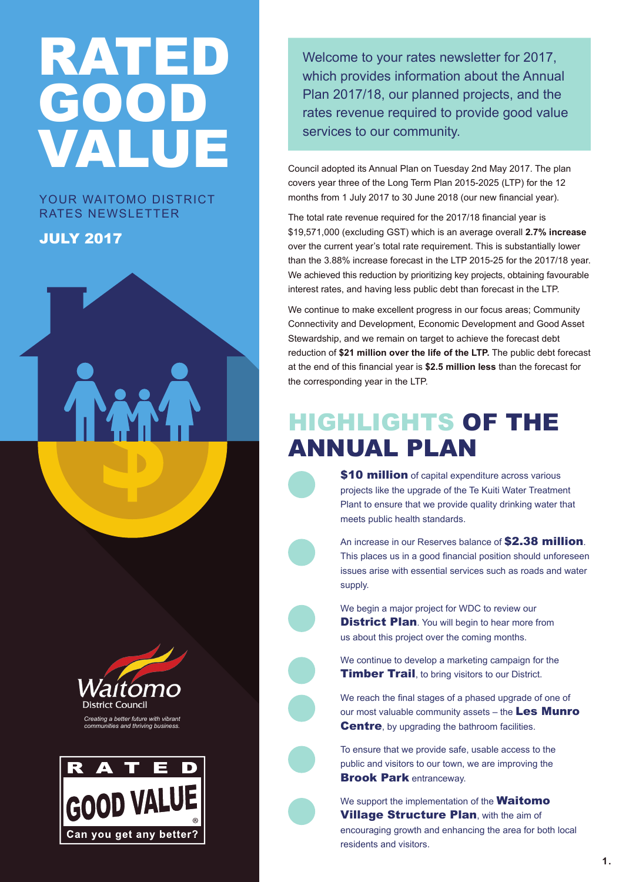# RATED GOOD VALUE

YOUR WAITOMO DISTRICT RATES NEWSLETTER

**JULY 2017**

Waitomo District Council

*Creating a better future with vibrant communities and thriving business.*

RATED GOOD VALUE® Can you get any better?

Welcome to your rates newsletter for 2017, which provides information about the Annual Plan 2017/18, our planned projects, and the rates revenue required to provide good value services to our community.

Council adopted its Annual Plan on Tuesday 2nd May 2017. The plan covers year three of the Long Term Plan 2015-2025 (LTP) for the 12 months from 1 July 2017 to 30 June 2018 (our new financial year).

The total rate revenue required for the 2017/18 financial year is $19,571,000 (excluding GST) which is an average overall **2.7% increase** over the current year's total rate requirement. This is substantially lower than the 3.88% increase forecast in the LTP 2015-25 for the 2017/18 year. We achieved this reduction by prioritizing key projects, obtaining favourable interest rates, and having less public debt than forecast in the LTP.

We continue to make excellent progress in our focus areas; Community Connectivity and Development, Economic Development and Good Asset Stewardship, and we remain on target to achieve the forecast debt reduction of **$21 million over the life of the LTP.** The public debt forecast at the end of this financial year is **$2.5 million less** than the forecast for the corresponding year in the LTP.

## HIGHLIGHTS OF THE ANNUAL PLAN

- **$10 million** of capital expenditure across various projects like the upgrade of the Te Kuiti Water Treatment Plant to ensure that we provide quality drinking water that meets public health standards.
- An increase in our Reserves balance of **$2.38 million**. This places us in a good financial position should unforeseen issues arise with essential services such as roads and water supply.
- We begin a major project for WDC to review our **District Plan**. You will begin to hear more from us about this project over the coming months.
- We continue to develop a marketing campaign for the **Timber Trail**, to bring visitors to our District.
- We reach the final stages of a phased upgrade of one of our most valuable community assets – the **Les Munro Centre**, by upgrading the bathroom facilities.
- To ensure that we provide safe, usable access to the public and visitors to our town, we are improving the **Brook Park** entranceway.
- We support the implementation of the **Waitomo Village Structure Plan**, with the aim of encouraging growth and enhancing the area for both local residents and visitors.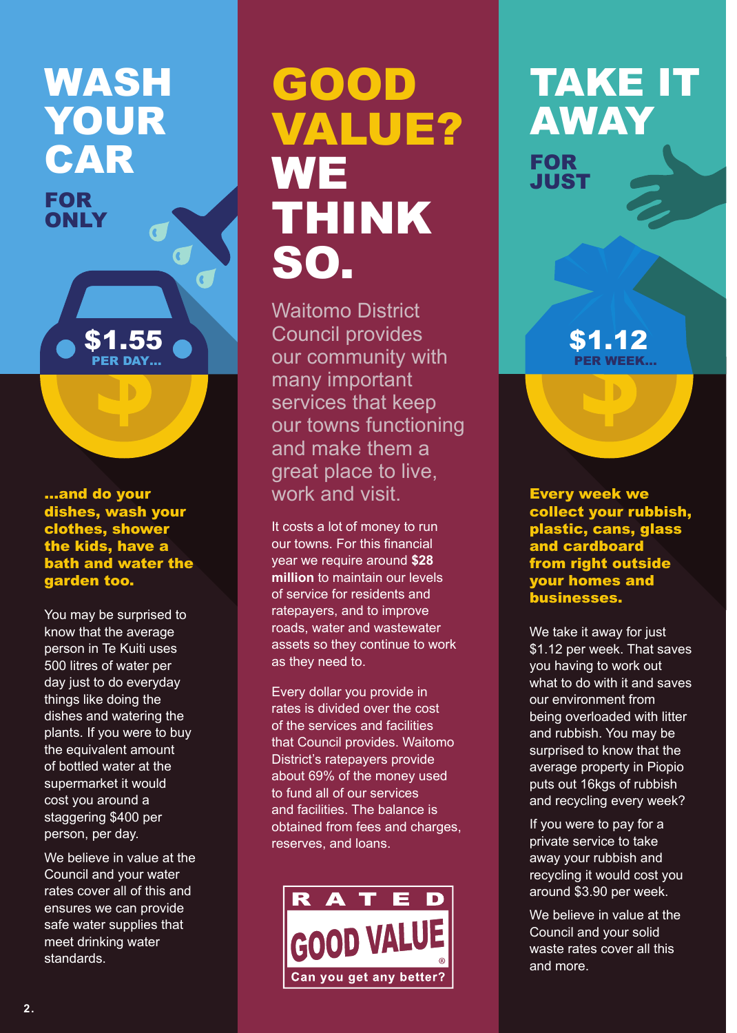# WASH YOUR CAR

**FOR ONLY**

**$1.55 PER DAY...**

**...and do your dishes, wash your clothes, shower the kids, have a bath and water the garden too.**

You may be surprised to know that the average person in Te Kuiti uses 500 litres of water per day just to do everyday things like doing the dishes and watering the plants. If you were to buy the equivalent amount of bottled water at the supermarket it would cost you around a staggering $400 per person, per day.

We believe in value at the Council and your water rates cover all of this and ensures we can provide safe water supplies that meet drinking water standards.

# GOOD VALUE? WE THINK SO.

Waitomo District Council provides our community with many important services that keep our towns functioning and make them a great place to live, work and visit.

It costs a lot of money to run our towns. For this financial year we require around **$28 million** to maintain our levels of service for residents and ratepayers, and to improve roads, water and wastewater assets so they continue to work as they need to.

Every dollar you provide in rates is divided over the cost of the services and facilities that Council provides. Waitomo District's ratepayers provide about 69% of the money used to fund all of our services and facilities. The balance is obtained from fees and charges, reserves, and loans.

RATED GOOD VALUE® Can you get any better?

# TAKE IT AWAY

**FOR JUST**

**$1.12 PER WEEK...**

**Every week we collect your rubbish, plastic, cans, glass and cardboard from right outside your homes and businesses.**

We take it away for just $1.12 per week. That saves you having to work out what to do with it and saves our environment from being overloaded with litter and rubbish. You may be surprised to know that the average property in Piopio puts out 16kgs of rubbish and recycling every week?

If you were to pay for a private service to take away your rubbish and recycling it would cost you around $3.90 per week.

We believe in value at the Council and your solid waste rates cover all this and more.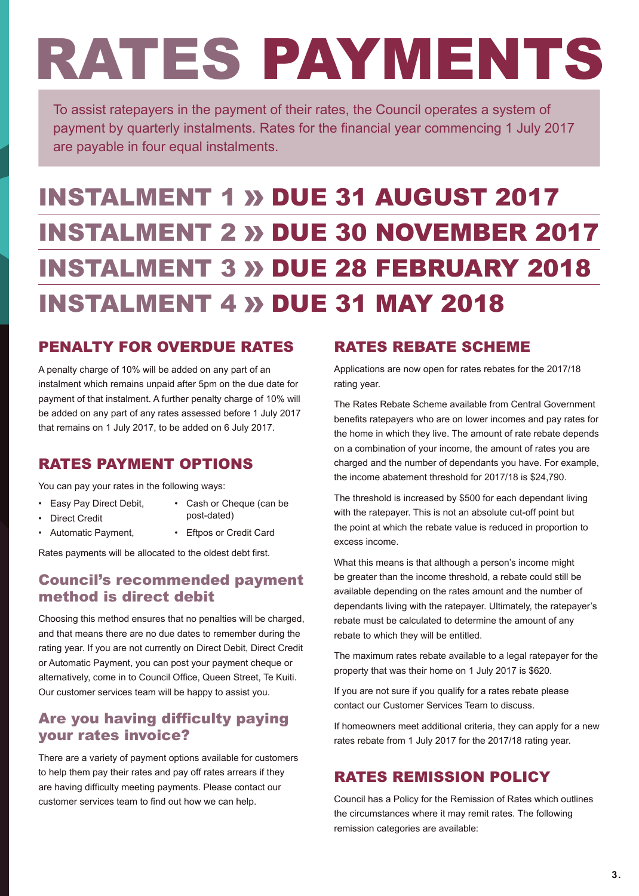# RATES PAYMENTS

To assist ratepayers in the payment of their rates, the Council operates a system of payment by quarterly instalments. Rates for the financial year commencing 1 July 2017 are payable in four equal instalments.

## INSTALMENT 1 » DUE 31 AUGUST 2017

## INSTALMENT 2 » DUE 30 NOVEMBER 2017

## INSTALMENT 3 » DUE 28 FEBRUARY 2018

## INSTALMENT 4 » DUE 31 MAY 2018

### PENALTY FOR OVERDUE RATES

A penalty charge of 10% will be added on any part of an instalment which remains unpaid after 5pm on the due date for payment of that instalment. A further penalty charge of 10% will be added on any part of any rates assessed before 1 July 2017 that remains on 1 July 2017, to be added on 6 July 2017.

### RATES PAYMENT OPTIONS

You can pay your rates in the following ways:

- Easy Pay Direct Debit,
- Direct Credit
- Automatic Payment,
- Cash or Cheque (can be post-dated)
- Eftpos or Credit Card

Rates payments will be allocated to the oldest debt first.

### Council's recommended payment method is direct debit

Choosing this method ensures that no penalties will be charged, and that means there are no due dates to remember during the rating year. If you are not currently on Direct Debit, Direct Credit or Automatic Payment, you can post your payment cheque or alternatively, come in to Council Office, Queen Street, Te Kuiti. Our customer services team will be happy to assist you.

### Are you having difficulty paying your rates invoice?

There are a variety of payment options available for customers to help them pay their rates and pay off rates arrears if they are having difficulty meeting payments. Please contact our customer services team to find out how we can help.

### RATES REBATE SCHEME

Applications are now open for rates rebates for the 2017/18 rating year.

The Rates Rebate Scheme available from Central Government benefits ratepayers who are on lower incomes and pay rates for the home in which they live. The amount of rate rebate depends on a combination of your income, the amount of rates you are charged and the number of dependants you have. For example, the income abatement threshold for 2017/18 is $24,790.

The threshold is increased by $500 for each dependant living with the ratepayer. This is not an absolute cut-off point but the point at which the rebate value is reduced in proportion to excess income.

What this means is that although a person's income might be greater than the income threshold, a rebate could still be available depending on the rates amount and the number of dependants living with the ratepayer. Ultimately, the ratepayer's rebate must be calculated to determine the amount of any rebate to which they will be entitled.

The maximum rates rebate available to a legal ratepayer for the property that was their home on 1 July 2017 is $620.

If you are not sure if you qualify for a rates rebate please contact our Customer Services Team to discuss.

If homeowners meet additional criteria, they can apply for a new rates rebate from 1 July 2017 for the 2017/18 rating year.

### RATES REMISSION POLICY

Council has a Policy for the Remission of Rates which outlines the circumstances where it may remit rates. The following remission categories are available: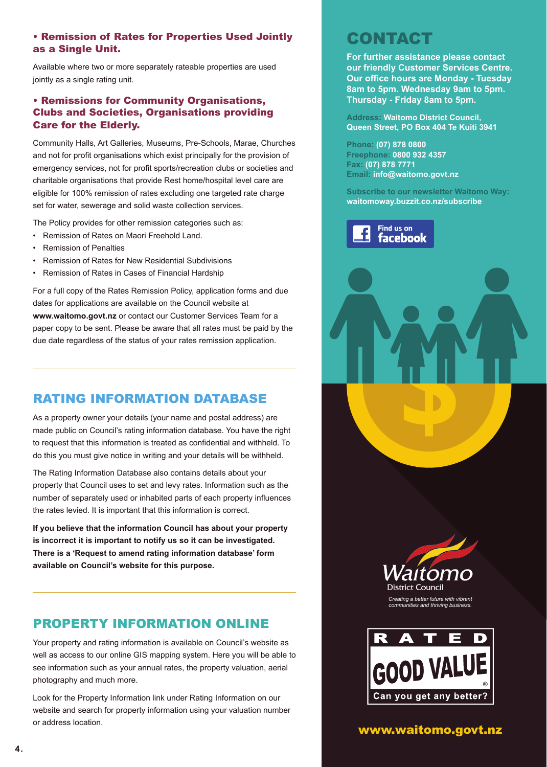### • Remission of Rates for Properties Used Jointly as a Single Unit.

Available where two or more separately rateable properties are used jointly as a single rating unit.

### • Remissions for Community Organisations, Clubs and Societies, Organisations providing Care for the Elderly.

Community Halls, Art Galleries, Museums, Pre-Schools, Marae, Churches and not for profit organisations which exist principally for the provision of emergency services, not for profit sports/recreation clubs or societies and charitable organisations that provide Rest home/hospital level care are eligible for 100% remission of rates excluding one targeted rate charge set for water, sewerage and solid waste collection services.

The Policy provides for other remission categories such as:

- Remission of Rates on Maori Freehold Land.
- Remission of Penalties
- Remission of Rates for New Residential Subdivisions
- Remission of Rates in Cases of Financial Hardship

For a full copy of the Rates Remission Policy, application forms and due dates for applications are available on the Council website at **www.waitomo.govt.nz** or contact our Customer Services Team for a paper copy to be sent. Please be aware that all rates must be paid by the due date regardless of the status of your rates remission application.

## RATING INFORMATION DATABASE

As a property owner your details (your name and postal address) are made public on Council's rating information database. You have the right to request that this information is treated as confidential and withheld. To do this you must give notice in writing and your details will be withheld.

The Rating Information Database also contains details about your property that Council uses to set and levy rates. Information such as the number of separately used or inhabited parts of each property influences the rates levied. It is important that this information is correct.

**If you believe that the information Council has about your property is incorrect it is important to notify us so it can be investigated. There is a 'Request to amend rating information database' form available on Council's website for this purpose.**

## PROPERTY INFORMATION ONLINE

Your property and rating information is available on Council's website as well as access to our online GIS mapping system. Here you will be able to see information such as your annual rates, the property valuation, aerial photography and much more.

Look for the Property Information link under Rating Information on our website and search for property information using your valuation number or address location.

## CONTACT

**For further assistance please contact our friendly Customer Services Centre. Our office hours are Monday - Tuesday 8am to 5pm. Wednesday 9am to 5pm. Thursday - Friday 8am to 5pm.**

**Address:** Waitomo District Council, Queen Street, PO Box 404 Te Kuiti 3941

**Phone:** (07) 878 0800
**Freephone:** 0800 932 4357
**Fax:** (07) 878 7771
**Email:** info@waitomo.govt.nz

**Subscribe to our newsletter Waitomo Way:** waitomoway.buzzit.co.nz/subscribe

Find us on facebook

Waitomo District Council

*Creating a better future with vibrant communities and thriving business.*

RATED GOOD VALUE® Can you get any better?

**www.waitomo.govt.nz**